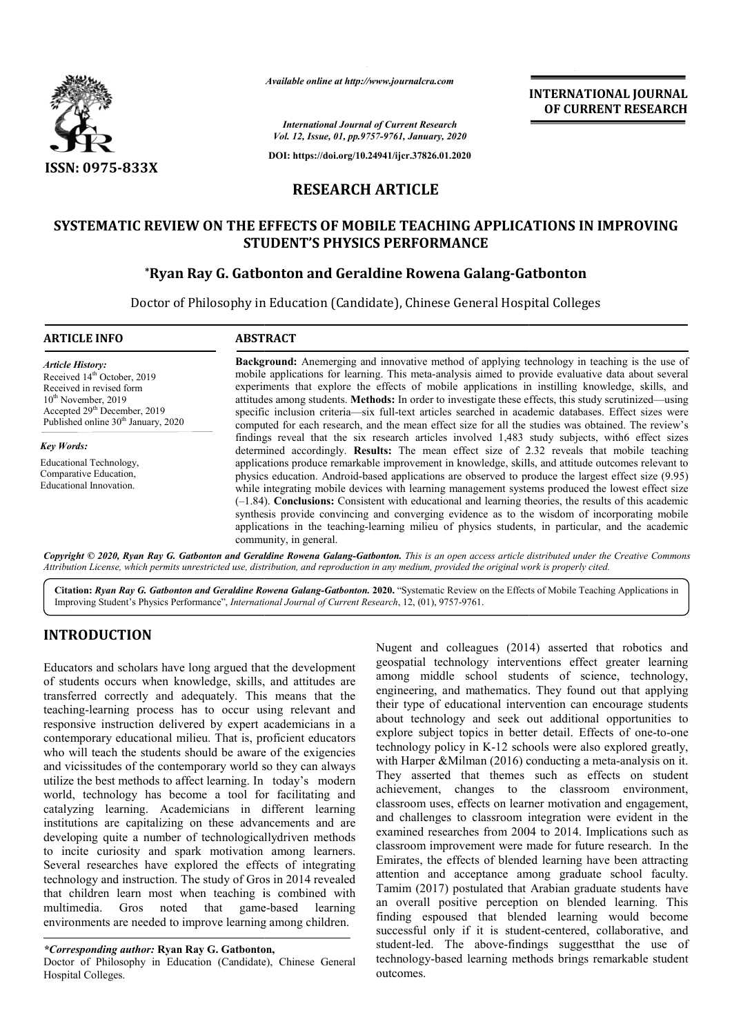ISSN: 0975-833X

*Available online at http://www.journalcra.com*

*International Journal of Current Research*
*Vol. 12, Issue, 01, pp.9757-9761, January, 2020*

**DOI: https://doi.org/10.24941/ijcr.37826.01.2020**

**INTERNATIONAL JOURNAL OF CURRENT RESEARCH**

## RESEARCH ARTICLE

# SYSTEMATIC REVIEW ON THE EFFECTS OF MOBILE TEACHING APPLICATIONS IN IMPROVING STUDENT'S PHYSICS PERFORMANCE

**\*Ryan Ray G. Gatbonton and Geraldine Rowena Galang-Gatbonton**

Doctor of Philosophy in Education (Candidate), Chinese General Hospital Colleges

### ARTICLE INFO

*Article History:*
Received 14th October, 2019
Received in revised form
10th November, 2019
Accepted 29th December, 2019
Published online 30th January, 2020

*Key Words:*
Educational Technology,
Comparative Education,
Educational Innovation.

### ABSTRACT

**Background:** Anemerging and innovative method of applying technology in teaching is the use of mobile applications for learning. This meta-analysis aimed to provide evaluative data about several experiments that explore the effects of mobile applications in instilling knowledge, skills, and attitudes among students. **Methods:** In order to investigate these effects, this study scrutinized—using specific inclusion criteria—six full-text articles searched in academic databases. Effect sizes were computed for each research, and the mean effect size for all the studies was obtained. The review's findings reveal that the six research articles involved 1,483 study subjects, with6 effect sizes determined accordingly. **Results:** The mean effect size of 2.32 reveals that mobile teaching applications produce remarkable improvement in knowledge, skills, and attitude outcomes relevant to physics education. Android-based applications are observed to produce the largest effect size (9.95) while integrating mobile devices with learning management systems produced the lowest effect size (–1.84). **Conclusions:** Consistent with educational and learning theories, the results of this academic synthesis provide convincing and converging evidence as to the wisdom of incorporating mobile applications in the teaching-learning milieu of physics students, in particular, and the academic community, in general.

***Copyright © 2020, Ryan Ray G. Gatbonton and Geraldine Rowena Galang-Gatbonton.*** *This is an open access article distributed under the Creative Commons Attribution License, which permits unrestricted use, distribution, and reproduction in any medium, provided the original work is properly cited.*

**Citation:** ***Ryan Ray G. Gatbonton and Geraldine Rowena Galang-Gatbonton.*** **2020.** "Systematic Review on the Effects of Mobile Teaching Applications in Improving Student's Physics Performance", *International Journal of Current Research*, 12, (01), 9757-9761.

## INTRODUCTION

Educators and scholars have long argued that the development of students occurs when knowledge, skills, and attitudes are transferred correctly and adequately. This means that the teaching-learning process has to occur using relevant and responsive instruction delivered by expert academicians in a contemporary educational milieu. That is, proficient educators who will teach the students should be aware of the exigencies and vicissitudes of the contemporary world so they can always utilize the best methods to affect learning. In today's modern world, technology has become a tool for facilitating and catalyzing learning. Academicians in different learning institutions are capitalizing on these advancements and are developing quite a number of technologicallydriven methods to incite curiosity and spark motivation among learners. Several researches have explored the effects of integrating technology and instruction. The study of Gros in 2014 revealed that children learn most when teaching is combined with multimedia. Gros noted that game-based learning environments are needed to improve learning among children.

Nugent and colleagues (2014) asserted that robotics and geospatial technology interventions effect greater learning among middle school students of science, technology, engineering, and mathematics. They found out that applying their type of educational intervention can encourage students about technology and seek out additional opportunities to explore subject topics in better detail. Effects of one-to-one technology policy in K-12 schools were also explored greatly, with Harper &Milman (2016) conducting a meta-analysis on it. They asserted that themes such as effects on student achievement, changes to the classroom environment, classroom uses, effects on learner motivation and engagement, and challenges to classroom integration were evident in the examined researches from 2004 to 2014. Implications such as classroom improvement were made for future research. In the Emirates, the effects of blended learning have been attracting attention and acceptance among graduate school faculty. Tamim (2017) postulated that Arabian graduate students have an overall positive perception on blended learning. This finding espoused that blended learning would become successful only if it is student-centered, collaborative, and student-led. The above-findings suggestthat the use of technology-based learning methods brings remarkable student outcomes.

*\*Corresponding author:* **Ryan Ray G. Gatbonton,**
Doctor of Philosophy in Education (Candidate), Chinese General Hospital Colleges.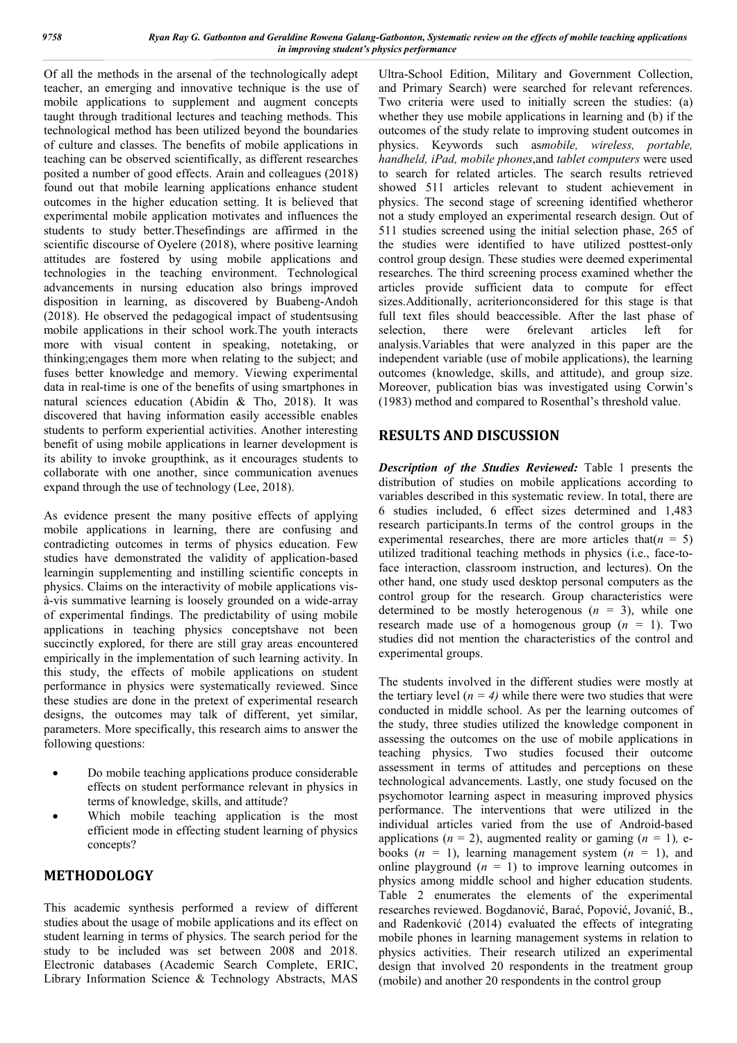Of all the methods in the arsenal of the technologically adept teacher, an emerging and innovative technique is the use of mobile applications to supplement and augment concepts taught through traditional lectures and teaching methods. This technological method has been utilized beyond the boundaries of culture and classes. The benefits of mobile applications in teaching can be observed scientifically, as different researches posited a number of good effects. Arain and colleagues (2018) found out that mobile learning applications enhance student outcomes in the higher education setting. It is believed that experimental mobile application motivates and influences the students to study better.Thesefindings are affirmed in the scientific discourse of Oyelere (2018), where positive learning attitudes are fostered by using mobile applications and technologies in the teaching environment. Technological advancements in nursing education also brings improved disposition in learning, as discovered by Buabeng-Andoh (2018). He observed the pedagogical impact of studentsusing mobile applications in their school work.The youth interacts more with visual content in speaking, notetaking, or thinking;engages them more when relating to the subject; and fuses better knowledge and memory. Viewing experimental data in real-time is one of the benefits of using smartphones in natural sciences education (Abidin & Tho, 2018). It was discovered that having information easily accessible enables students to perform experiential activities. Another interesting benefit of using mobile applications in learner development is its ability to invoke groupthink, as it encourages students to collaborate with one another, since communication avenues expand through the use of technology (Lee, 2018).

As evidence present the many positive effects of applying mobile applications in learning, there are confusing and contradicting outcomes in terms of physics education. Few studies have demonstrated the validity of application-based learningin supplementing and instilling scientific concepts in physics. Claims on the interactivity of mobile applications vis-à-vis summative learning is loosely grounded on a wide-array of experimental findings. The predictability of using mobile applications in teaching physics conceptshave not been succinctly explored, for there are still gray areas encountered empirically in the implementation of such learning activity. In this study, the effects of mobile applications on student performance in physics were systematically reviewed. Since these studies are done in the pretext of experimental research designs, the outcomes may talk of different, yet similar, parameters. More specifically, this research aims to answer the following questions:

- Do mobile teaching applications produce considerable effects on student performance relevant in physics in terms of knowledge, skills, and attitude?
- Which mobile teaching application is the most efficient mode in effecting student learning of physics concepts?

## METHODOLOGY

This academic synthesis performed a review of different studies about the usage of mobile applications and its effect on student learning in terms of physics. The search period for the study to be included was set between 2008 and 2018. Electronic databases (Academic Search Complete, ERIC, Library Information Science & Technology Abstracts, MAS Ultra-School Edition, Military and Government Collection, and Primary Search) were searched for relevant references. Two criteria were used to initially screen the studies: (a) whether they use mobile applications in learning and (b) if the outcomes of the study relate to improving student outcomes in physics. Keywords such as*mobile, wireless, portable, handheld, iPad, mobile phones*,and *tablet computers* were used to search for related articles. The search results retrieved showed 511 articles relevant to student achievement in physics. The second stage of screening identified whetheror not a study employed an experimental research design. Out of 511 studies screened using the initial selection phase, 265 of the studies were identified to have utilized posttest-only control group design. These studies were deemed experimental researches. The third screening process examined whether the articles provide sufficient data to compute for effect sizes.Additionally, acriterionconsidered for this stage is that full text files should beaccessible. After the last phase of selection, there were 6relevant articles left for analysis.Variables that were analyzed in this paper are the independent variable (use of mobile applications), the learning outcomes (knowledge, skills, and attitude), and group size. Moreover, publication bias was investigated using Corwin's (1983) method and compared to Rosenthal's threshold value.

## RESULTS AND DISCUSSION

***Description of the Studies Reviewed:*** Table 1 presents the distribution of studies on mobile applications according to variables described in this systematic review. In total, there are 6 studies included, 6 effect sizes determined and 1,483 research participants.In terms of the control groups in the experimental researches, there are more articles that($n$ = 5) utilized traditional teaching methods in physics (i.e., face-to-face interaction, classroom instruction, and lectures). On the other hand, one study used desktop personal computers as the control group for the research. Group characteristics were determined to be mostly heterogenous ($n$ = 3), while one research made use of a homogenous group ($n$ = 1). Two studies did not mention the characteristics of the control and experimental groups.

The students involved in the different studies were mostly at the tertiary level ($n = 4$) while there were two studies that were conducted in middle school. As per the learning outcomes of the study, three studies utilized the knowledge component in assessing the outcomes on the use of mobile applications in teaching physics. Two studies focused their outcome assessment in terms of attitudes and perceptions on these technological advancements. Lastly, one study focused on the psychomotor learning aspect in measuring improved physics performance. The interventions that were utilized in the individual articles varied from the use of Android-based applications ($n$ = 2), augmented reality or gaming ($n$ = 1), e-books ($n$ = 1), learning management system ($n$ = 1), and online playground ($n$ = 1) to improve learning outcomes in physics among middle school and higher education students. Table 2 enumerates the elements of the experimental researches reviewed. Bogdanović, Barać, Popović, Jovanić, B., and Radenković (2014) evaluated the effects of integrating mobile phones in learning management systems in relation to physics activities. Their research utilized an experimental design that involved 20 respondents in the treatment group (mobile) and another 20 respondents in the control group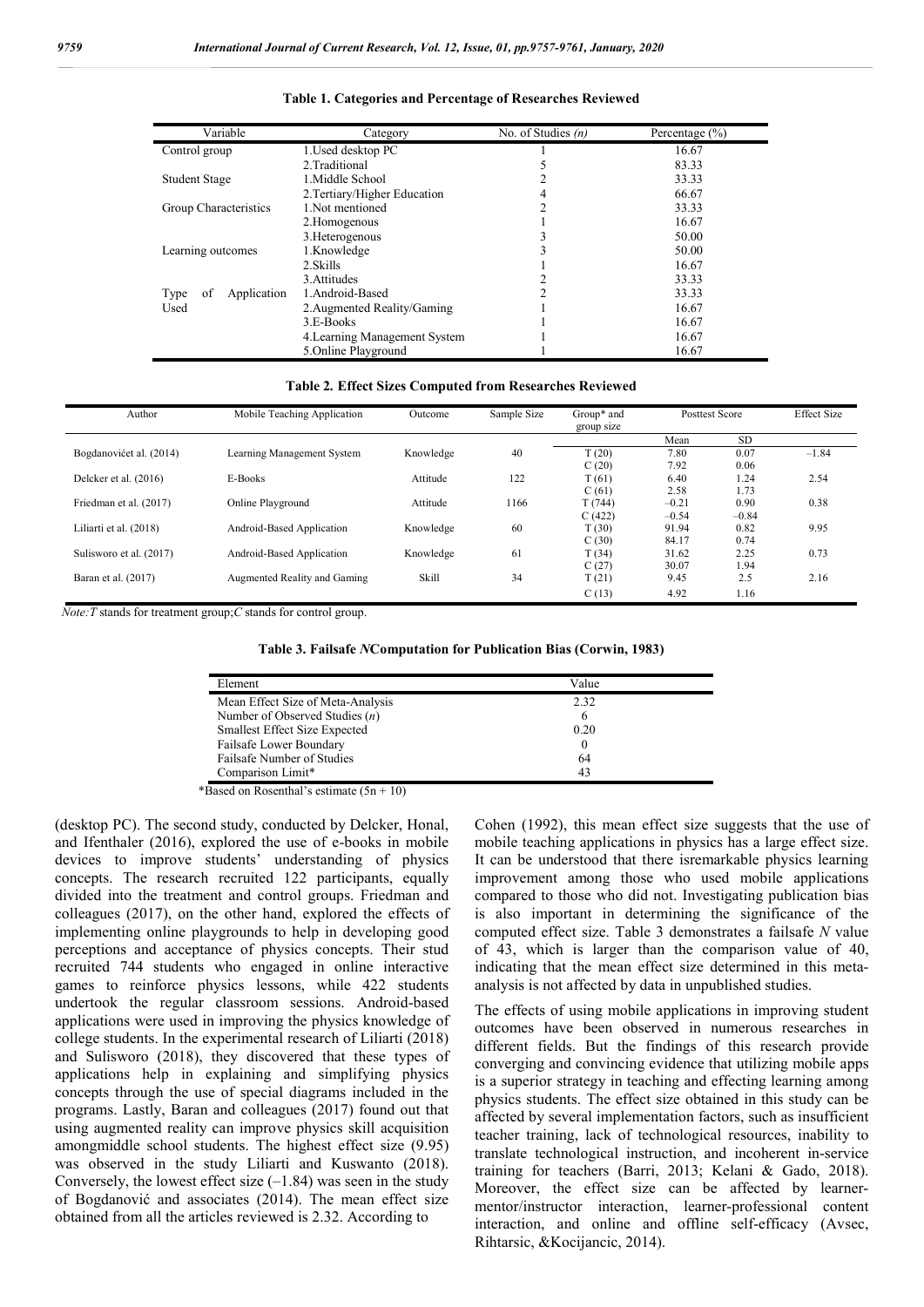**Table 1. Categories and Percentage of Researches Reviewed**

| Variable | Category | No. of Studies *(n)* | Percentage (%) |
|---|---|---|---|
| Control group | 1.Used desktop PC | 1 | 16.67 |
| | 2.Traditional | 5 | 83.33 |
| Student Stage | 1.Middle School | 2 | 33.33 |
| | 2.Tertiary/Higher Education | 4 | 66.67 |
| Group Characteristics | 1.Not mentioned | 2 | 33.33 |
| | 2.Homogenous | 1 | 16.67 |
| | 3.Heterogenous | 3 | 50.00 |
| Learning outcomes | 1.Knowledge | 3 | 50.00 |
| | 2.Skills | 1 | 16.67 |
| | 3.Attitudes | 2 | 33.33 |
| Type of Application Used | 1.Android-Based | 2 | 33.33 |
| | 2.Augmented Reality/Gaming | 1 | 16.67 |
| | 3.E-Books | 1 | 16.67 |
| | 4.Learning Management System | 1 | 16.67 |
| | 5.Online Playground | 1 | 16.67 |

**Table 2. Effect Sizes Computed from Researches Reviewed**

| Author | Mobile Teaching Application | Outcome | Sample Size | Group* and group size | Posttest Score | | Effect Size |
|---|---|---|---|---|---|---|---|
| | | | | | Mean | SD | |
| Bogdanovićet al. (2014) | Learning Management System | Knowledge | 40 | T (20) | 7.80 | 0.07 | –1.84 |
| | | | | C (20) | 7.92 | 0.06 | |
| Delcker et al. (2016) | E-Books | Attitude | 122 | T (61) | 6.40 | 1.24 | 2.54 |
| | | | | C (61) | 2.58 | 1.73 | |
| Friedman et al. (2017) | Online Playground | Attitude | 1166 | T (744) | –0.21 | 0.90 | 0.38 |
| | | | | C (422) | –0.54 | –0.84 | |
| Liliarti et al. (2018) | Android-Based Application | Knowledge | 60 | T (30) | 91.94 | 0.82 | 9.95 |
| | | | | C (30) | 84.17 | 0.74 | |
| Sulisworo et al. (2017) | Android-Based Application | Knowledge | 61 | T (34) | 31.62 | 2.25 | 0.73 |
| | | | | C (27) | 30.07 | 1.94 | |
| Baran et al. (2017) | Augmented Reality and Gaming | Skill | 34 | T (21) | 9.45 | 2.5 | 2.16 |
| | | | | C (13) | 4.92 | 1.16 | |

*Note:T* stands for treatment group;*C* stands for control group.

**Table 3. Failsafe *N*Computation for Publication Bias (Corwin, 1983)**

| Element | Value |
|---|---|
| Mean Effect Size of Meta-Analysis | 2.32 |
| Number of Observed Studies (*n*) | 6 |
| Smallest Effect Size Expected | 0.20 |
| Failsafe Lower Boundary | 0 |
| Failsafe Number of Studies | 64 |
| Comparison Limit* | 43 |

*Based on Rosenthal's estimate (5n + 10)

(desktop PC). The second study, conducted by Delcker, Honal, and Ifenthaler (2016), explored the use of e-books in mobile devices to improve students' understanding of physics concepts. The research recruited 122 participants, equally divided into the treatment and control groups. Friedman and colleagues (2017), on the other hand, explored the effects of implementing online playgrounds to help in developing good perceptions and acceptance of physics concepts. Their stud recruited 744 students who engaged in online interactive games to reinforce physics lessons, while 422 students undertook the regular classroom sessions. Android-based applications were used in improving the physics knowledge of college students. In the experimental research of Liliarti (2018) and Sulisworo (2018), they discovered that these types of applications help in explaining and simplifying physics concepts through the use of special diagrams included in the programs. Lastly, Baran and colleagues (2017) found out that using augmented reality can improve physics skill acquisition amongmiddle school students. The highest effect size (9.95) was observed in the study Liliarti and Kuswanto (2018). Conversely, the lowest effect size (–1.84) was seen in the study of Bogdanović and associates (2014). The mean effect size obtained from all the articles reviewed is 2.32. According to Cohen (1992), this mean effect size suggests that the use of mobile teaching applications in physics has a large effect size. It can be understood that there isremarkable physics learning improvement among those who used mobile applications compared to those who did not. Investigating publication bias is also important in determining the significance of the computed effect size. Table 3 demonstrates a failsafe *N* value of 43, which is larger than the comparison value of 40, indicating that the mean effect size determined in this meta-analysis is not affected by data in unpublished studies.

The effects of using mobile applications in improving student outcomes have been observed in numerous researches in different fields. But the findings of this research provide converging and convincing evidence that utilizing mobile apps is a superior strategy in teaching and effecting learning among physics students. The effect size obtained in this study can be affected by several implementation factors, such as insufficient teacher training, lack of technological resources, inability to translate technological instruction, and incoherent in-service training for teachers (Barri, 2013; Kelani & Gado, 2018). Moreover, the effect size can be affected by learner-mentor/instructor interaction, learner-professional content interaction, and online and offline self-efficacy (Avsec, Rihtarsic, &Kocijancic, 2014).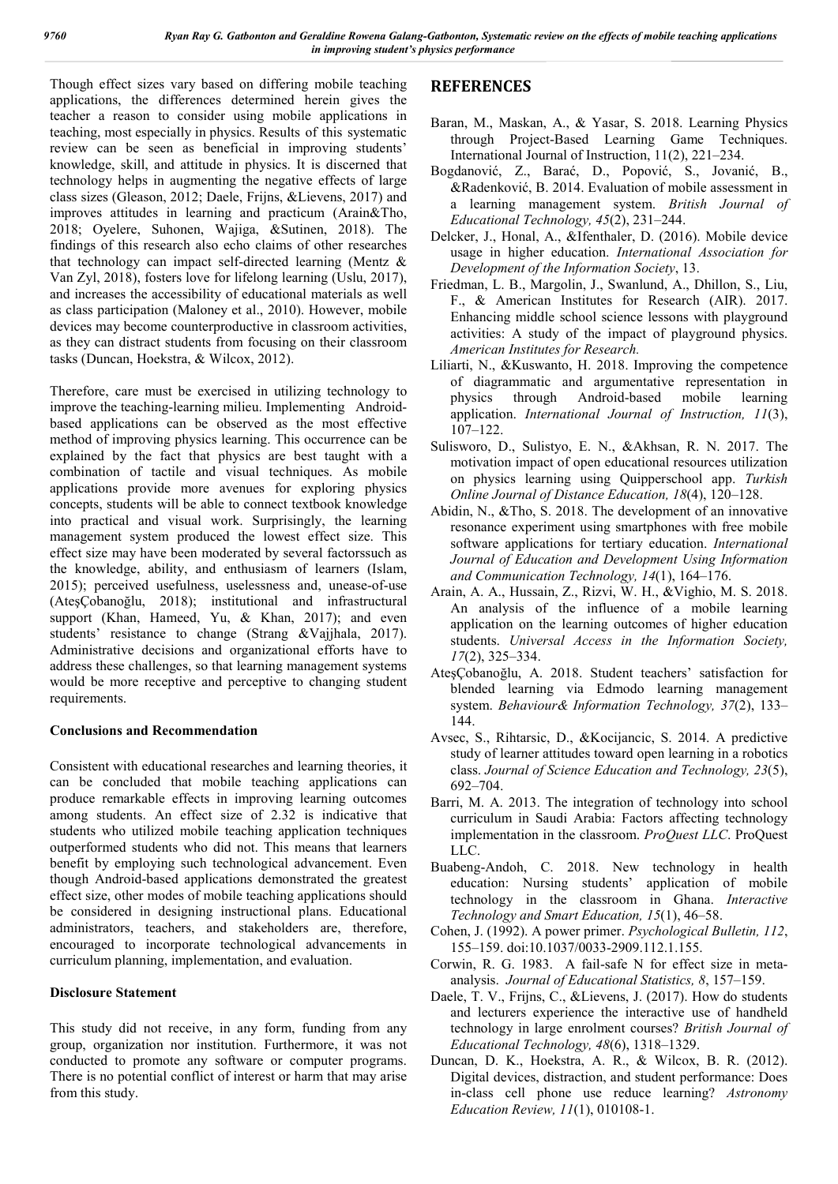Though effect sizes vary based on differing mobile teaching applications, the differences determined herein gives the teacher a reason to consider using mobile applications in teaching, most especially in physics. Results of this systematic review can be seen as beneficial in improving students' knowledge, skill, and attitude in physics. It is discerned that technology helps in augmenting the negative effects of large class sizes (Gleason, 2012; Daele, Frijns, &Lievens, 2017) and improves attitudes in learning and practicum (Arain&Tho, 2018; Oyelere, Suhonen, Wajiga, &Sutinen, 2018). The findings of this research also echo claims of other researches that technology can impact self-directed learning (Mentz & Van Zyl, 2018), fosters love for lifelong learning (Uslu, 2017), and increases the accessibility of educational materials as well as class participation (Maloney et al., 2010). However, mobile devices may become counterproductive in classroom activities, as they can distract students from focusing on their classroom tasks (Duncan, Hoekstra, & Wilcox, 2012).

Therefore, care must be exercised in utilizing technology to improve the teaching-learning milieu. Implementing Android-based applications can be observed as the most effective method of improving physics learning. This occurrence can be explained by the fact that physics are best taught with a combination of tactile and visual techniques. As mobile applications provide more avenues for exploring physics concepts, students will be able to connect textbook knowledge into practical and visual work. Surprisingly, the learning management system produced the lowest effect size. This effect size may have been moderated by several factorssuch as the knowledge, ability, and enthusiasm of learners (Islam, 2015); perceived usefulness, uselessness and, unease-of-use (AteşÇobanoğlu, 2018); institutional and infrastructural support (Khan, Hameed, Yu, & Khan, 2017); and even students' resistance to change (Strang &Vajjhala, 2017). Administrative decisions and organizational efforts have to address these challenges, so that learning management systems would be more receptive and perceptive to changing student requirements.

**Conclusions and Recommendation**

Consistent with educational researches and learning theories, it can be concluded that mobile teaching applications can produce remarkable effects in improving learning outcomes among students. An effect size of 2.32 is indicative that students who utilized mobile teaching application techniques outperformed students who did not. This means that learners benefit by employing such technological advancement. Even though Android-based applications demonstrated the greatest effect size, other modes of mobile teaching applications should be considered in designing instructional plans. Educational administrators, teachers, and stakeholders are, therefore, encouraged to incorporate technological advancements in curriculum planning, implementation, and evaluation.

**Disclosure Statement**

This study did not receive, in any form, funding from any group, organization nor institution. Furthermore, it was not conducted to promote any software or computer programs. There is no potential conflict of interest or harm that may arise from this study.

## REFERENCES

Baran, M., Maskan, A., & Yasar, S. 2018. Learning Physics through Project-Based Learning Game Techniques. International Journal of Instruction, 11(2), 221–234.

Bogdanović, Z., Barać, D., Popović, S., Jovanić, B., &Radenković, B. 2014. Evaluation of mobile assessment in a learning management system. *British Journal of Educational Technology, 45*(2), 231–244.

Delcker, J., Honal, A., &Ifenthaler, D. (2016). Mobile device usage in higher education. *International Association for Development of the Information Society*, 13.

Friedman, L. B., Margolin, J., Swanlund, A., Dhillon, S., Liu, F., & American Institutes for Research (AIR). 2017. Enhancing middle school science lessons with playground activities: A study of the impact of playground physics. *American Institutes for Research.*

Liliarti, N., &Kuswanto, H. 2018. Improving the competence of diagrammatic and argumentative representation in physics through Android-based mobile learning application. *International Journal of Instruction, 11*(3), 107–122.

Sulisworo, D., Sulistyo, E. N., &Akhsan, R. N. 2017. The motivation impact of open educational resources utilization on physics learning using Quipperschool app. *Turkish Online Journal of Distance Education, 18*(4), 120–128.

Abidin, N., &Tho, S. 2018. The development of an innovative resonance experiment using smartphones with free mobile software applications for tertiary education. *International Journal of Education and Development Using Information and Communication Technology, 14*(1), 164–176.

Arain, A. A., Hussain, Z., Rizvi, W. H., &Vighio, M. S. 2018. An analysis of the influence of a mobile learning application on the learning outcomes of higher education students. *Universal Access in the Information Society, 17*(2), 325–334.

AteşÇobanoğlu, A. 2018. Student teachers' satisfaction for blended learning via Edmodo learning management system. *Behaviour& Information Technology, 37*(2), 133–144.

Avsec, S., Rihtarsic, D., &Kocijancic, S. 2014. A predictive study of learner attitudes toward open learning in a robotics class. *Journal of Science Education and Technology, 23*(5), 692–704.

Barri, M. A. 2013. The integration of technology into school curriculum in Saudi Arabia: Factors affecting technology implementation in the classroom. *ProQuest LLC*. ProQuest LLC.

Buabeng-Andoh, C. 2018. New technology in health education: Nursing students' application of mobile technology in the classroom in Ghana. *Interactive Technology and Smart Education, 15*(1), 46–58.

Cohen, J. (1992). A power primer. *Psychological Bulletin, 112*, 155–159. doi:10.1037/0033-2909.112.1.155.

Corwin, R. G. 1983. A fail-safe N for effect size in meta-analysis. *Journal of Educational Statistics, 8*, 157–159.

Daele, T. V., Frijns, C., &Lievens, J. (2017). How do students and lecturers experience the interactive use of handheld technology in large enrolment courses? *British Journal of Educational Technology, 48*(6), 1318–1329.

Duncan, D. K., Hoekstra, A. R., & Wilcox, B. R. (2012). Digital devices, distraction, and student performance: Does in-class cell phone use reduce learning? *Astronomy Education Review, 11*(1), 010108-1.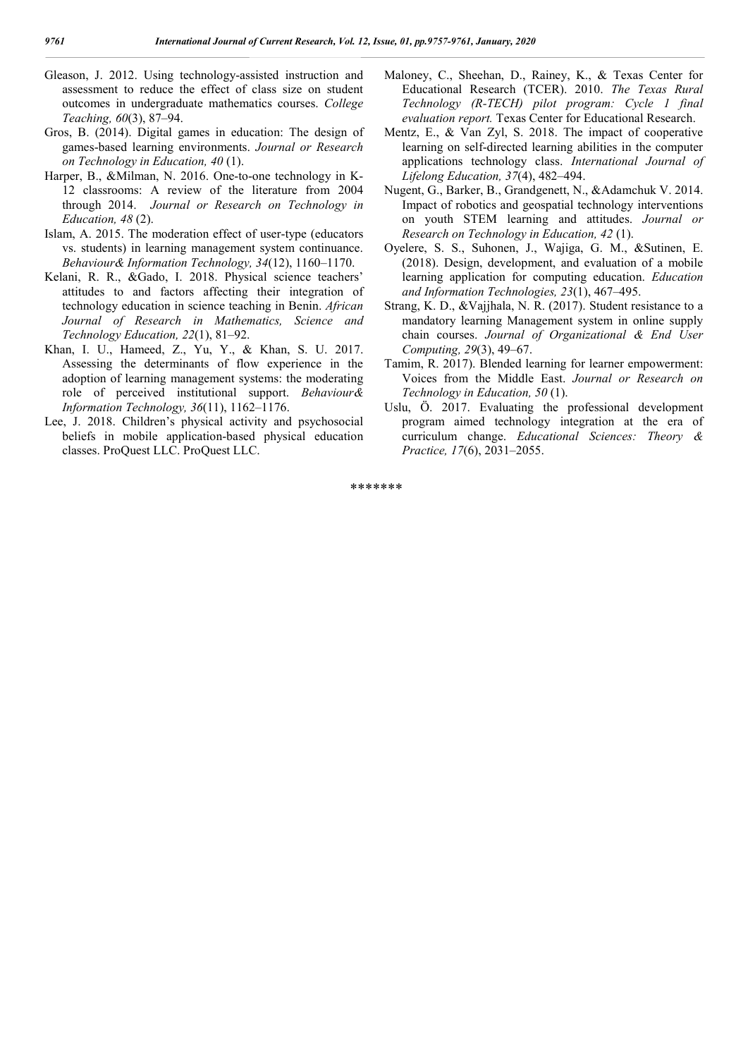Gleason, J. 2012. Using technology-assisted instruction and assessment to reduce the effect of class size on student outcomes in undergraduate mathematics courses. *College Teaching, 60*(3), 87–94.

Gros, B. (2014). Digital games in education: The design of games-based learning environments. *Journal or Research on Technology in Education, 40* (1).

Harper, B., &Milman, N. 2016. One-to-one technology in K-12 classrooms: A review of the literature from 2004 through 2014. *Journal or Research on Technology in Education, 48* (2).

Islam, A. 2015. The moderation effect of user-type (educators vs. students) in learning management system continuance. *Behaviour& Information Technology, 34*(12), 1160–1170.

Kelani, R. R., &Gado, I. 2018. Physical science teachers' attitudes to and factors affecting their integration of technology education in science teaching in Benin. *African Journal of Research in Mathematics, Science and Technology Education, 22*(1), 81–92.

Khan, I. U., Hameed, Z., Yu, Y., & Khan, S. U. 2017. Assessing the determinants of flow experience in the adoption of learning management systems: the moderating role of perceived institutional support. *Behaviour& Information Technology, 36*(11), 1162–1176.

Lee, J. 2018. Children's physical activity and psychosocial beliefs in mobile application-based physical education classes. ProQuest LLC. ProQuest LLC.

Maloney, C., Sheehan, D., Rainey, K., & Texas Center for Educational Research (TCER). 2010. *The Texas Rural Technology (R-TECH) pilot program: Cycle 1 final evaluation report.* Texas Center for Educational Research.

Mentz, E., & Van Zyl, S. 2018. The impact of cooperative learning on self-directed learning abilities in the computer applications technology class. *International Journal of Lifelong Education, 37*(4), 482–494.

Nugent, G., Barker, B., Grandgenett, N., &Adamchuk V. 2014. Impact of robotics and geospatial technology interventions on youth STEM learning and attitudes. *Journal or Research on Technology in Education, 42* (1).

Oyelere, S. S., Suhonen, J., Wajiga, G. M., &Sutinen, E. (2018). Design, development, and evaluation of a mobile learning application for computing education. *Education and Information Technologies, 23*(1), 467–495.

Strang, K. D., &Vajjhala, N. R. (2017). Student resistance to a mandatory learning Management system in online supply chain courses. *Journal of Organizational & End User Computing, 29*(3), 49–67.

Tamim, R. 2017). Blended learning for learner empowerment: Voices from the Middle East. *Journal or Research on Technology in Education, 50* (1).

Uslu, Ö. 2017. Evaluating the professional development program aimed technology integration at the era of curriculum change. *Educational Sciences: Theory & Practice, 17*(6), 2031–2055.

*******